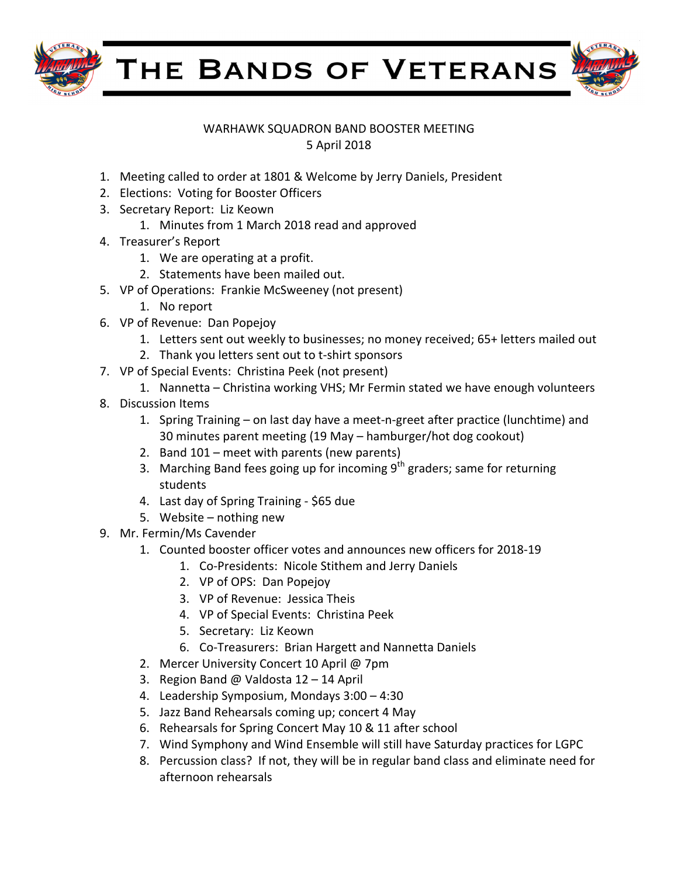# The Bands of Veterans

WARHAWK SQUADRON BAND BOOSTER MEETING
5 April 2018

1. Meeting called to order at 1801 & Welcome by Jerry Daniels, President
2. Elections: Voting for Booster Officers
3. Secretary Report: Liz Keown
   1. Minutes from 1 March 2018 read and approved
4. Treasurer's Report
   1. We are operating at a profit.
   2. Statements have been mailed out.
5. VP of Operations: Frankie McSweeney (not present)
   1. No report
6. VP of Revenue: Dan Popejoy
   1. Letters sent out weekly to businesses; no money received; 65+ letters mailed out
   2. Thank you letters sent out to t-shirt sponsors
7. VP of Special Events: Christina Peek (not present)
   1. Nannetta – Christina working VHS; Mr Fermin stated we have enough volunteers
8. Discussion Items
   1. Spring Training – on last day have a meet-n-greet after practice (lunchtime) and 30 minutes parent meeting (19 May – hamburger/hot dog cookout)
   2. Band 101 – meet with parents (new parents)
   3. Marching Band fees going up for incoming 9th graders; same for returning students
   4. Last day of Spring Training - $65 due
   5. Website – nothing new
9. Mr. Fermin/Ms Cavender
   1. Counted booster officer votes and announces new officers for 2018-19
      1. Co-Presidents: Nicole Stithem and Jerry Daniels
      2. VP of OPS: Dan Popejoy
      3. VP of Revenue: Jessica Theis
      4. VP of Special Events: Christina Peek
      5. Secretary: Liz Keown
      6. Co-Treasurers: Brian Hargett and Nannetta Daniels
   2. Mercer University Concert 10 April @ 7pm
   3. Region Band @ Valdosta 12 – 14 April
   4. Leadership Symposium, Mondays 3:00 – 4:30
   5. Jazz Band Rehearsals coming up; concert 4 May
   6. Rehearsals for Spring Concert May 10 & 11 after school
   7. Wind Symphony and Wind Ensemble will still have Saturday practices for LGPC
   8. Percussion class? If not, they will be in regular band class and eliminate need for afternoon rehearsals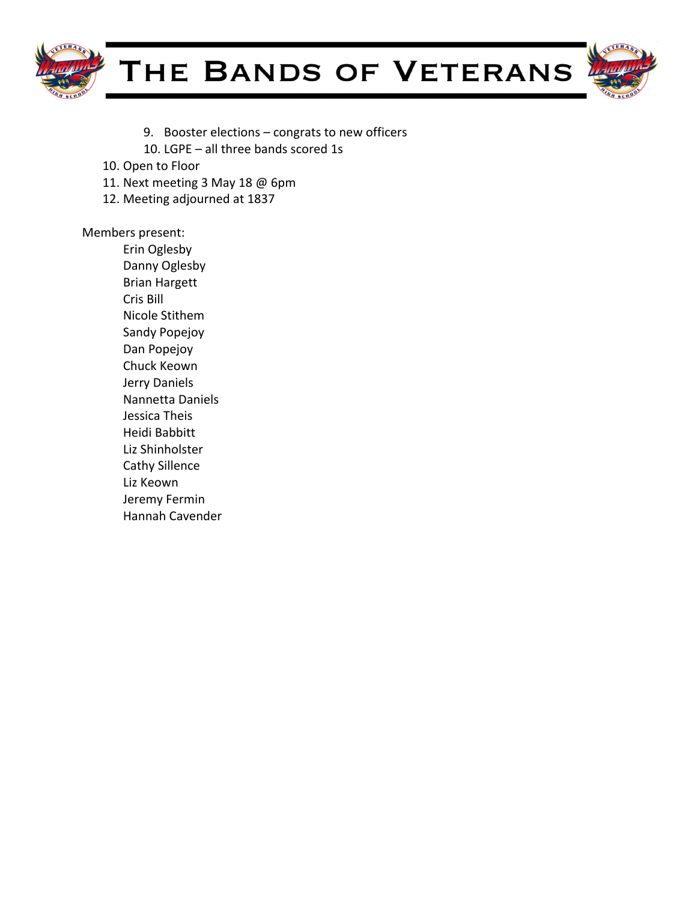9. Booster elections – congrats to new officers
    10. LGPE – all three bands scored 1s

10. Open to Floor
11. Next meeting 3 May 18 @ 6pm
12. Meeting adjourned at 1837

Members present:

Erin Oglesby
Danny Oglesby
Brian Hargett
Cris Bill
Nicole Stithem
Sandy Popejoy
Dan Popejoy
Chuck Keown
Jerry Daniels
Nannetta Daniels
Jessica Theis
Heidi Babbitt
Liz Shinholster
Cathy Sillence
Liz Keown
Jeremy Fermin
Hannah Cavender